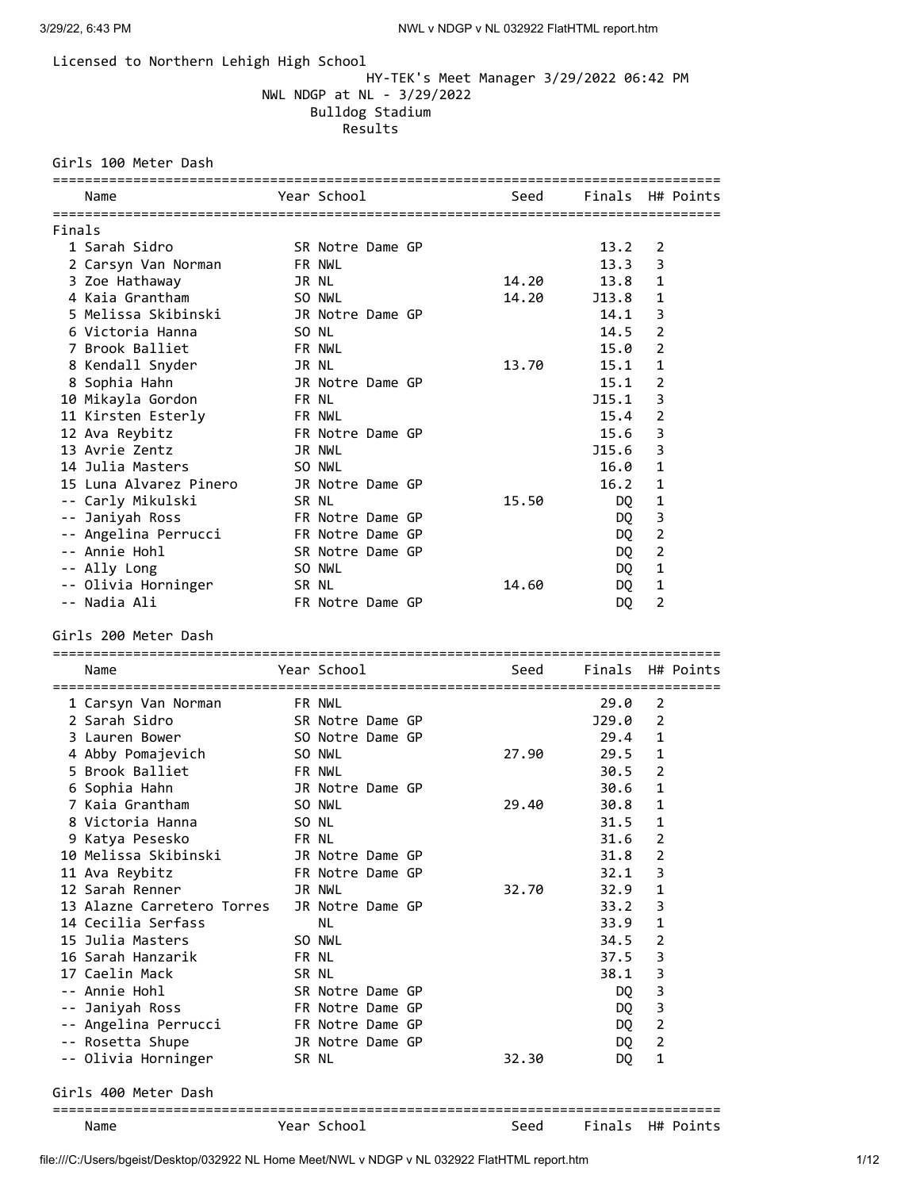Licensed to Northern Lehigh High School

HY-TEK's Meet Manager 3/29/2022 06:42 PM

NWL NDGP at NL - 3/29/2022

Bulldog Stadium

Results

## Girls 100 Meter Dash

| | Name | Year | School | Seed | Finals | H# | Points |
|---|---|---|---|---|---|---|---|
| **Finals** | | | | | | | |
| 1 | Sarah Sidro | SR | Notre Dame GP | | 13.2 | 2 | |
| 2 | Carsyn Van Norman | FR | NWL | | 13.3 | 3 | |
| 3 | Zoe Hathaway | JR | NL | 14.20 | 13.8 | 1 | |
| 4 | Kaia Grantham | SO | NWL | 14.20 | J13.8 | 1 | |
| 5 | Melissa Skibinski | JR | Notre Dame GP | | 14.1 | 3 | |
| 6 | Victoria Hanna | SO | NL | | 14.5 | 2 | |
| 7 | Brook Balliet | FR | NWL | | 15.0 | 2 | |
| 8 | Kendall Snyder | JR | NL | 13.70 | 15.1 | 1 | |
| 8 | Sophia Hahn | JR | Notre Dame GP | | 15.1 | 2 | |
| 10 | Mikayla Gordon | FR | NL | | J15.1 | 3 | |
| 11 | Kirsten Esterly | FR | NWL | | 15.4 | 2 | |
| 12 | Ava Reybitz | FR | Notre Dame GP | | 15.6 | 3 | |
| 13 | Avrie Zentz | JR | NWL | | J15.6 | 3 | |
| 14 | Julia Masters | SO | NWL | | 16.0 | 1 | |
| 15 | Luna Alvarez Pinero | JR | Notre Dame GP | | 16.2 | 1 | |
| -- | Carly Mikulski | SR | NL | 15.50 | DQ | 1 | |
| -- | Janiyah Ross | FR | Notre Dame GP | | DQ | 3 | |
| -- | Angelina Perrucci | FR | Notre Dame GP | | DQ | 2 | |
| -- | Annie Hohl | SR | Notre Dame GP | | DQ | 2 | |
| -- | Ally Long | SO | NWL | | DQ | 1 | |
| -- | Olivia Horninger | SR | NL | 14.60 | DQ | 1 | |
| -- | Nadia Ali | FR | Notre Dame GP | | DQ | 2 | |

## Girls 200 Meter Dash

| | Name | Year | School | Seed | Finals | H# | Points |
|---|---|---|---|---|---|---|---|
| 1 | Carsyn Van Norman | FR | NWL | | 29.0 | 2 | |
| 2 | Sarah Sidro | SR | Notre Dame GP | | J29.0 | 2 | |
| 3 | Lauren Bower | SO | Notre Dame GP | | 29.4 | 1 | |
| 4 | Abby Pomajevich | SO | NWL | 27.90 | 29.5 | 1 | |
| 5 | Brook Balliet | FR | NWL | | 30.5 | 2 | |
| 6 | Sophia Hahn | JR | Notre Dame GP | | 30.6 | 1 | |
| 7 | Kaia Grantham | SO | NWL | 29.40 | 30.8 | 1 | |
| 8 | Victoria Hanna | SO | NL | | 31.5 | 1 | |
| 9 | Katya Pesesko | FR | NL | | 31.6 | 2 | |
| 10 | Melissa Skibinski | JR | Notre Dame GP | | 31.8 | 2 | |
| 11 | Ava Reybitz | FR | Notre Dame GP | | 32.1 | 3 | |
| 12 | Sarah Renner | JR | NWL | 32.70 | 32.9 | 1 | |
| 13 | Alazne Carretero Torres | JR | Notre Dame GP | | 33.2 | 3 | |
| 14 | Cecilia Serfass | | NL | | 33.9 | 1 | |
| 15 | Julia Masters | SO | NWL | | 34.5 | 2 | |
| 16 | Sarah Hanzarik | FR | NL | | 37.5 | 3 | |
| 17 | Caelin Mack | SR | NL | | 38.1 | 3 | |
| -- | Annie Hohl | SR | Notre Dame GP | | DQ | 3 | |
| -- | Janiyah Ross | FR | Notre Dame GP | | DQ | 3 | |
| -- | Angelina Perrucci | FR | Notre Dame GP | | DQ | 2 | |
| -- | Rosetta Shupe | JR | Notre Dame GP | | DQ | 2 | |
| -- | Olivia Horninger | SR | NL | 32.30 | DQ | 1 | |

## Girls 400 Meter Dash

| | Name | Year | School | Seed | Finals | H# | Points |
|---|---|---|---|---|---|---|---|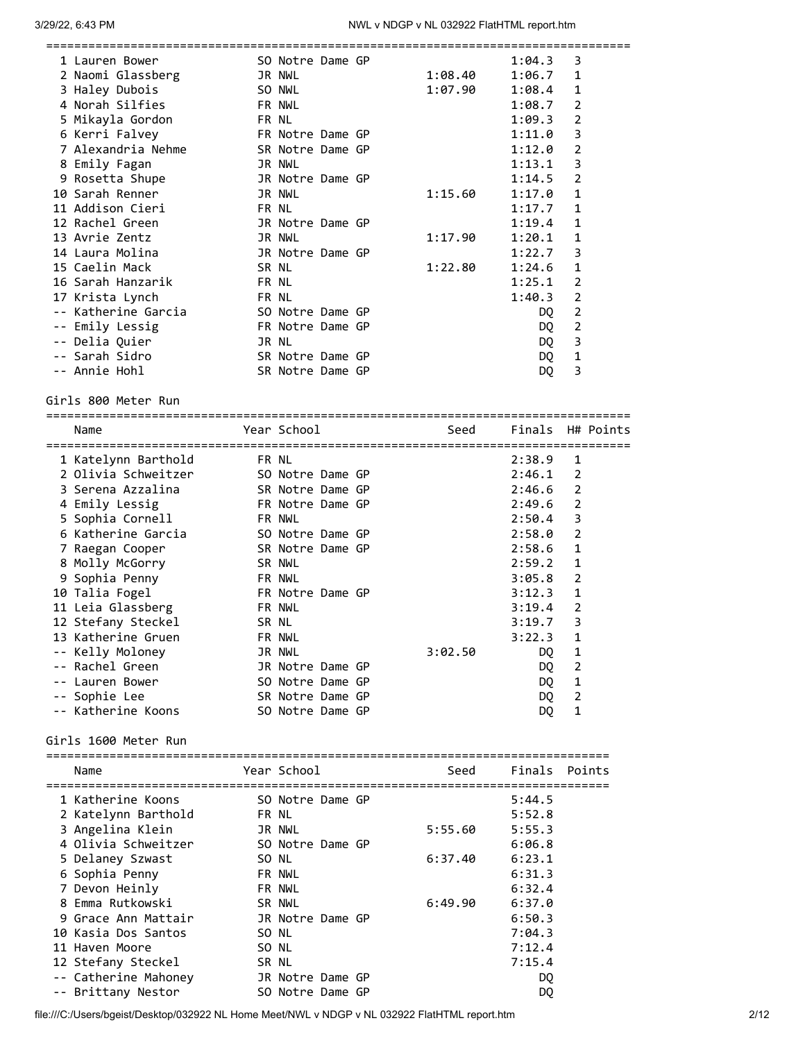| | Name | Year | School | Seed | Finals | H# | Points |
|---|---|---|---|---|---|---|---|
| 1 | Lauren Bower | SO | Notre Dame GP | | 1:04.3 | 3 | |
| 2 | Naomi Glassberg | JR | NWL | 1:08.40 | 1:06.7 | 1 | |
| 3 | Haley Dubois | SO | NWL | 1:07.90 | 1:08.4 | 1 | |
| 4 | Norah Silfies | FR | NWL | | 1:08.7 | 2 | |
| 5 | Mikayla Gordon | FR | NL | | 1:09.3 | 2 | |
| 6 | Kerri Falvey | FR | Notre Dame GP | | 1:11.0 | 3 | |
| 7 | Alexandria Nehme | SR | Notre Dame GP | | 1:12.0 | 2 | |
| 8 | Emily Fagan | JR | NWL | | 1:13.1 | 3 | |
| 9 | Rosetta Shupe | JR | Notre Dame GP | | 1:14.5 | 2 | |
| 10 | Sarah Renner | JR | NWL | 1:15.60 | 1:17.0 | 1 | |
| 11 | Addison Cieri | FR | NL | | 1:17.7 | 1 | |
| 12 | Rachel Green | JR | Notre Dame GP | | 1:19.4 | 1 | |
| 13 | Avrie Zentz | JR | NWL | 1:17.90 | 1:20.1 | 1 | |
| 14 | Laura Molina | JR | Notre Dame GP | | 1:22.7 | 3 | |
| 15 | Caelin Mack | SR | NL | 1:22.80 | 1:24.6 | 1 | |
| 16 | Sarah Hanzarik | FR | NL | | 1:25.1 | 2 | |
| 17 | Krista Lynch | FR | NL | | 1:40.3 | 2 | |
| -- | Katherine Garcia | SO | Notre Dame GP | | DQ | 2 | |
| -- | Emily Lessig | FR | Notre Dame GP | | DQ | 2 | |
| -- | Delia Quier | JR | NL | | DQ | 3 | |
| -- | Sarah Sidro | SR | Notre Dame GP | | DQ | 1 | |
| -- | Annie Hohl | SR | Notre Dame GP | | DQ | 3 | |

Girls 800 Meter Run

| | Name | Year | School | Seed | Finals | H# | Points |
|---|---|---|---|---|---|---|---|
| 1 | Katelynn Barthold | FR | NL | | 2:38.9 | 1 | |
| 2 | Olivia Schweitzer | SO | Notre Dame GP | | 2:46.1 | 2 | |
| 3 | Serena Azzalina | SR | Notre Dame GP | | 2:46.6 | 2 | |
| 4 | Emily Lessig | FR | Notre Dame GP | | 2:49.6 | 2 | |
| 5 | Sophia Cornell | FR | NWL | | 2:50.4 | 3 | |
| 6 | Katherine Garcia | SO | Notre Dame GP | | 2:58.0 | 2 | |
| 7 | Raegan Cooper | SR | Notre Dame GP | | 2:58.6 | 1 | |
| 8 | Molly McGorry | SR | NWL | | 2:59.2 | 1 | |
| 9 | Sophia Penny | FR | NWL | | 3:05.8 | 2 | |
| 10 | Talia Fogel | FR | Notre Dame GP | | 3:12.3 | 1 | |
| 11 | Leia Glassberg | FR | NWL | | 3:19.4 | 2 | |
| 12 | Stefany Steckel | SR | NL | | 3:19.7 | 3 | |
| 13 | Katherine Gruen | FR | NWL | | 3:22.3 | 1 | |
| -- | Kelly Moloney | JR | NWL | 3:02.50 | DQ | 1 | |
| -- | Rachel Green | JR | Notre Dame GP | | DQ | 2 | |
| -- | Lauren Bower | SO | Notre Dame GP | | DQ | 1 | |
| -- | Sophie Lee | SR | Notre Dame GP | | DQ | 2 | |
| -- | Katherine Koons | SO | Notre Dame GP | | DQ | 1 | |

Girls 1600 Meter Run

| | Name | Year | School | Seed | Finals | Points |
|---|---|---|---|---|---|---|
| 1 | Katherine Koons | SO | Notre Dame GP | | 5:44.5 | |
| 2 | Katelynn Barthold | FR | NL | | 5:52.8 | |
| 3 | Angelina Klein | JR | NWL | 5:55.60 | 5:55.3 | |
| 4 | Olivia Schweitzer | SO | Notre Dame GP | | 6:06.8 | |
| 5 | Delaney Szwast | SO | NL | 6:37.40 | 6:23.1 | |
| 6 | Sophia Penny | FR | NWL | | 6:31.3 | |
| 7 | Devon Heinly | FR | NWL | | 6:32.4 | |
| 8 | Emma Rutkowski | SR | NWL | 6:49.90 | 6:37.0 | |
| 9 | Grace Ann Mattair | JR | Notre Dame GP | | 6:50.3 | |
| 10 | Kasia Dos Santos | SO | NL | | 7:04.3 | |
| 11 | Haven Moore | SO | NL | | 7:12.4 | |
| 12 | Stefany Steckel | SR | NL | | 7:15.4 | |
| -- | Catherine Mahoney | JR | Notre Dame GP | | DQ | |
| -- | Brittany Nestor | SO | Notre Dame GP | | DQ | |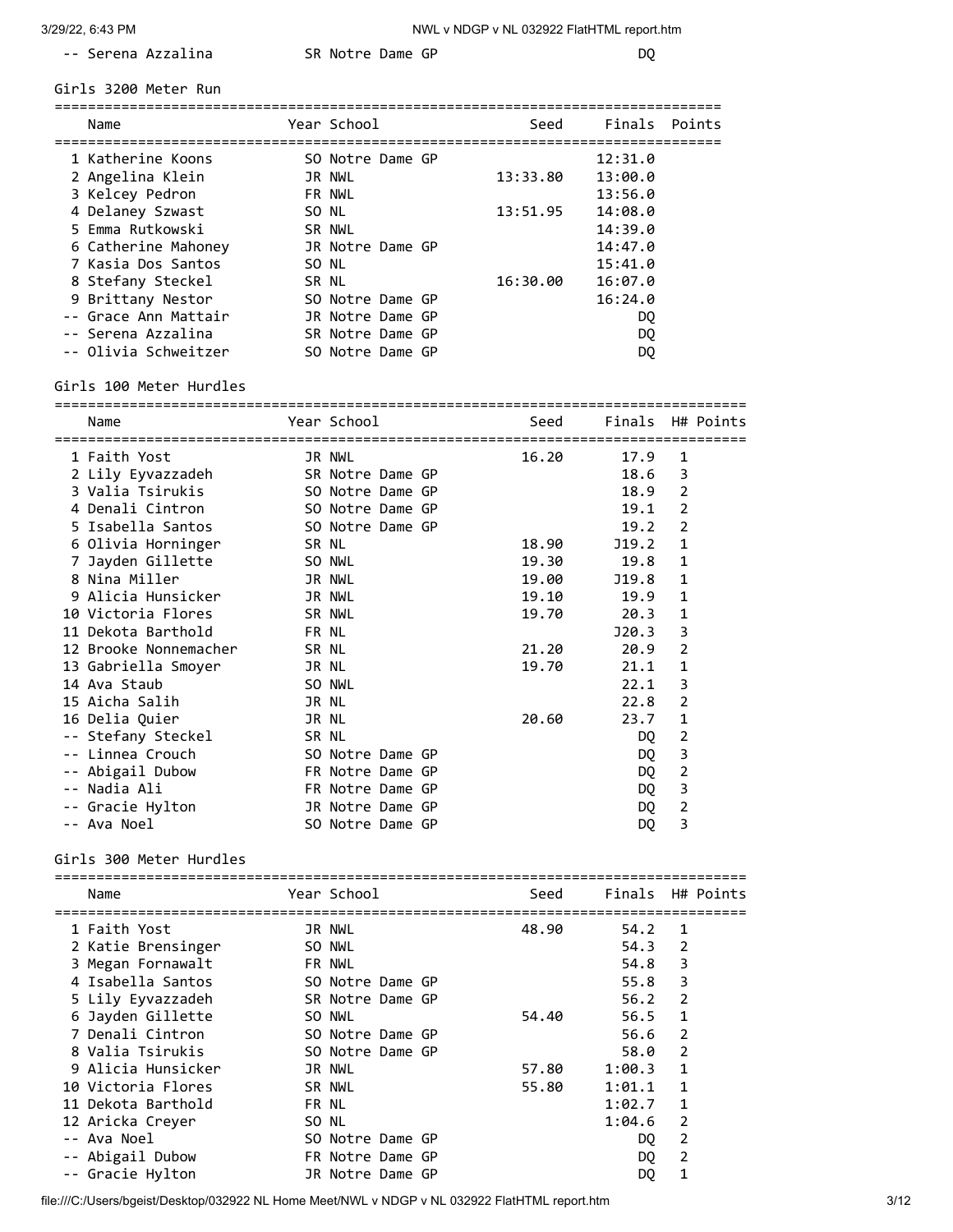| Name | Year | School | Seed | Finals | Points |
|---|---|---|---|---|---|
| -- Serena Azzalina | SR | Notre Dame GP | | DQ | |

## Girls 3200 Meter Run

| Name | Year | School | Seed | Finals | Points |
|---|---|---|---|---|---|
| 1 Katherine Koons | SO | Notre Dame GP | | 12:31.0 | |
| 2 Angelina Klein | JR | NWL | 13:33.80 | 13:00.0 | |
| 3 Kelcey Pedron | FR | NWL | | 13:56.0 | |
| 4 Delaney Szwast | SO | NL | 13:51.95 | 14:08.0 | |
| 5 Emma Rutkowski | SR | NWL | | 14:39.0 | |
| 6 Catherine Mahoney | JR | Notre Dame GP | | 14:47.0 | |
| 7 Kasia Dos Santos | SO | NL | | 15:41.0 | |
| 8 Stefany Steckel | SR | NL | 16:30.00 | 16:07.0 | |
| 9 Brittany Nestor | SO | Notre Dame GP | | 16:24.0 | |
| -- Grace Ann Mattair | JR | Notre Dame GP | | DQ | |
| -- Serena Azzalina | SR | Notre Dame GP | | DQ | |
| -- Olivia Schweitzer | SO | Notre Dame GP | | DQ | |

## Girls 100 Meter Hurdles

| Name | Year | School | Seed | Finals | H# | Points |
|---|---|---|---|---|---|---|
| 1 Faith Yost | JR | NWL | 16.20 | 17.9 | 1 | |
| 2 Lily Eyvazzadeh | SR | Notre Dame GP | | 18.6 | 3 | |
| 3 Valia Tsirukis | SO | Notre Dame GP | | 18.9 | 2 | |
| 4 Denali Cintron | SO | Notre Dame GP | | 19.1 | 2 | |
| 5 Isabella Santos | SO | Notre Dame GP | | 19.2 | 2 | |
| 6 Olivia Horninger | SR | NL | 18.90 | J19.2 | 1 | |
| 7 Jayden Gillette | SO | NWL | 19.30 | 19.8 | 1 | |
| 8 Nina Miller | JR | NWL | 19.00 | J19.8 | 1 | |
| 9 Alicia Hunsicker | JR | NWL | 19.10 | 19.9 | 1 | |
| 10 Victoria Flores | SR | NWL | 19.70 | 20.3 | 1 | |
| 11 Dekota Barthold | FR | NL | | J20.3 | 3 | |
| 12 Brooke Nonnemacher | SR | NL | 21.20 | 20.9 | 2 | |
| 13 Gabriella Smoyer | JR | NL | 19.70 | 21.1 | 1 | |
| 14 Ava Staub | SO | NWL | | 22.1 | 3 | |
| 15 Aicha Salih | JR | NL | | 22.8 | 2 | |
| 16 Delia Quier | JR | NL | 20.60 | 23.7 | 1 | |
| -- Stefany Steckel | SR | NL | | DQ | 2 | |
| -- Linnea Crouch | SO | Notre Dame GP | | DQ | 3 | |
| -- Abigail Dubow | FR | Notre Dame GP | | DQ | 2 | |
| -- Nadia Ali | FR | Notre Dame GP | | DQ | 3 | |
| -- Gracie Hylton | JR | Notre Dame GP | | DQ | 2 | |
| -- Ava Noel | SO | Notre Dame GP | | DQ | 3 | |

## Girls 300 Meter Hurdles

| Name | Year | School | Seed | Finals | H# | Points |
|---|---|---|---|---|---|---|
| 1 Faith Yost | JR | NWL | 48.90 | 54.2 | 1 | |
| 2 Katie Brensinger | SO | NWL | | 54.3 | 2 | |
| 3 Megan Fornawalt | FR | NWL | | 54.8 | 3 | |
| 4 Isabella Santos | SO | Notre Dame GP | | 55.8 | 3 | |
| 5 Lily Eyvazzadeh | SR | Notre Dame GP | | 56.2 | 2 | |
| 6 Jayden Gillette | SO | NWL | 54.40 | 56.5 | 1 | |
| 7 Denali Cintron | SO | Notre Dame GP | | 56.6 | 2 | |
| 8 Valia Tsirukis | SO | Notre Dame GP | | 58.0 | 2 | |
| 9 Alicia Hunsicker | JR | NWL | 57.80 | 1:00.3 | 1 | |
| 10 Victoria Flores | SR | NWL | 55.80 | 1:01.1 | 1 | |
| 11 Dekota Barthold | FR | NL | | 1:02.7 | 1 | |
| 12 Aricka Creyer | SO | NL | | 1:04.6 | 2 | |
| -- Ava Noel | SO | Notre Dame GP | | DQ | 2 | |
| -- Abigail Dubow | FR | Notre Dame GP | | DQ | 2 | |
| -- Gracie Hylton | JR | Notre Dame GP | | DQ | 1 | |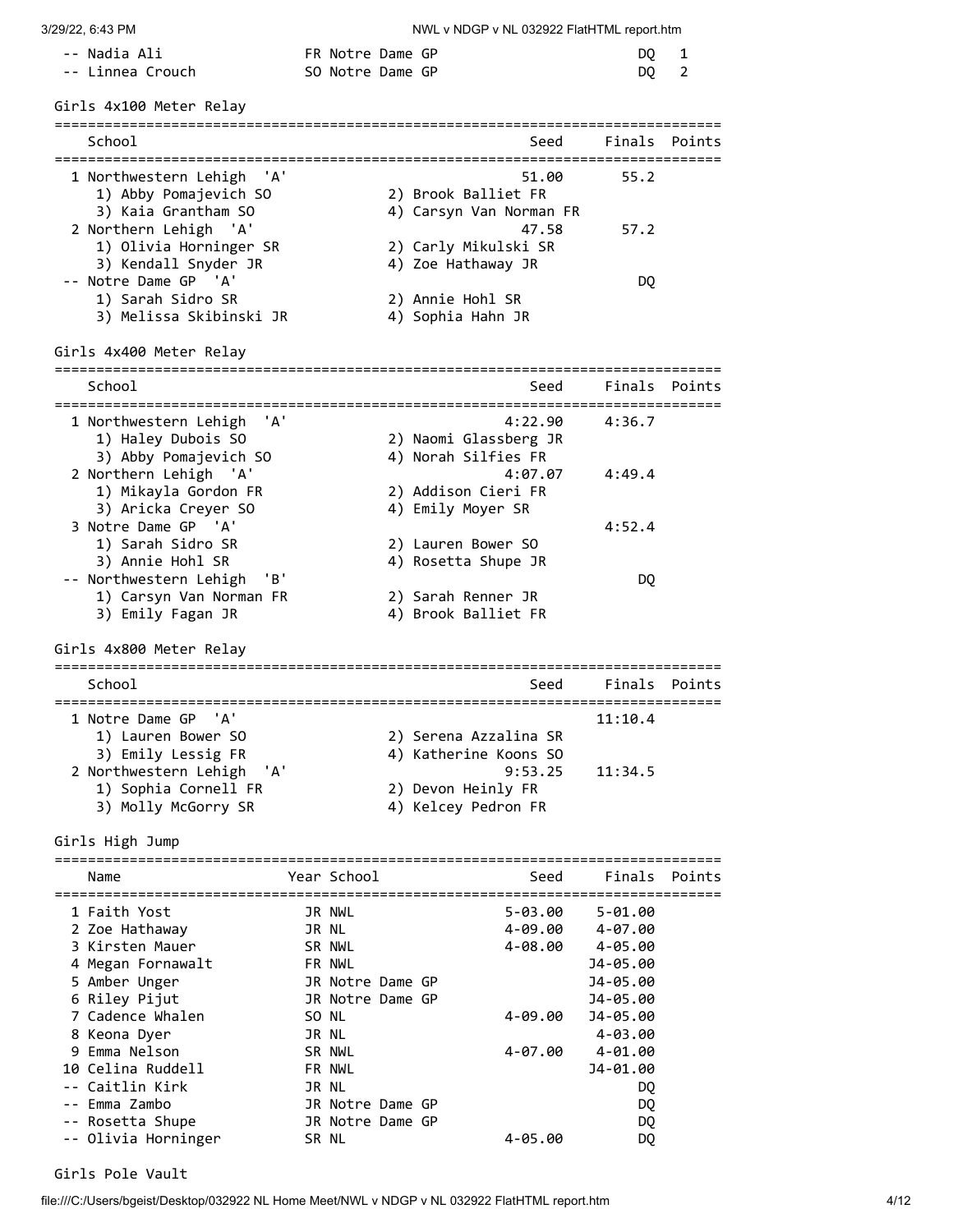| | Name | Year | School | Seed | Finals | Points |
|---|---|---|---|---|---|---|
| -- | Nadia Ali | FR | Notre Dame GP | | DQ | 1 |
| -- | Linnea Crouch | SO | Notre Dame GP | | DQ | 2 |

## Girls 4x100 Meter Relay

| | School | Seed | Finals | Points |
|---|---|---|---|---|
| 1 | Northwestern Lehigh 'A' | 51.00 | 55.2 | |
| | 1) Abby Pomajevich SO; 2) Brook Balliet FR; 3) Kaia Grantham SO; 4) Carsyn Van Norman FR | | | |
| 2 | Northern Lehigh 'A' | 47.58 | 57.2 | |
| | 1) Olivia Horninger SR; 2) Carly Mikulski SR; 3) Kendall Snyder JR; 4) Zoe Hathaway JR | | | |
| -- | Notre Dame GP 'A' | | DQ | |
| | 1) Sarah Sidro SR; 2) Annie Hohl SR; 3) Melissa Skibinski JR; 4) Sophia Hahn JR | | | |

## Girls 4x400 Meter Relay

| | School | Seed | Finals | Points |
|---|---|---|---|---|
| 1 | Northwestern Lehigh 'A' | 4:22.90 | 4:36.7 | |
| | 1) Haley Dubois SO; 2) Naomi Glassberg JR; 3) Abby Pomajevich SO; 4) Norah Silfies FR | | | |
| 2 | Northern Lehigh 'A' | 4:07.07 | 4:49.4 | |
| | 1) Mikayla Gordon FR; 2) Addison Cieri FR; 3) Aricka Creyer SO; 4) Emily Moyer SR | | | |
| 3 | Notre Dame GP 'A' | | 4:52.4 | |
| | 1) Sarah Sidro SR; 2) Lauren Bower SO; 3) Annie Hohl SR; 4) Rosetta Shupe JR | | | |
| -- | Northwestern Lehigh 'B' | | DQ | |
| | 1) Carsyn Van Norman FR; 2) Sarah Renner JR; 3) Emily Fagan JR; 4) Brook Balliet FR | | | |

## Girls 4x800 Meter Relay

| | School | Seed | Finals | Points |
|---|---|---|---|---|
| 1 | Notre Dame GP 'A' | | 11:10.4 | |
| | 1) Lauren Bower SO; 2) Serena Azzalina SR; 3) Emily Lessig FR; 4) Katherine Koons SO | | | |
| 2 | Northwestern Lehigh 'A' | 9:53.25 | 11:34.5 | |
| | 1) Sophia Cornell FR; 2) Devon Heinly FR; 3) Molly McGorry SR; 4) Kelcey Pedron FR | | | |

## Girls High Jump

| | Name | Year | School | Seed | Finals | Points |
|---|---|---|---|---|---|---|
| 1 | Faith Yost | JR | NWL | 5-03.00 | 5-01.00 | |
| 2 | Zoe Hathaway | JR | NL | 4-09.00 | 4-07.00 | |
| 3 | Kirsten Mauer | SR | NWL | 4-08.00 | 4-05.00 | |
| 4 | Megan Fornawalt | FR | NWL | | J4-05.00 | |
| 5 | Amber Unger | JR | Notre Dame GP | | J4-05.00 | |
| 6 | Riley Pijut | JR | Notre Dame GP | | J4-05.00 | |
| 7 | Cadence Whalen | SO | NL | 4-09.00 | J4-05.00 | |
| 8 | Keona Dyer | JR | NL | | 4-03.00 | |
| 9 | Emma Nelson | SR | NWL | 4-07.00 | 4-01.00 | |
| 10 | Celina Ruddell | FR | NWL | | J4-01.00 | |
| -- | Caitlin Kirk | JR | NL | | DQ | |
| -- | Emma Zambo | JR | Notre Dame GP | | DQ | |
| -- | Rosetta Shupe | JR | Notre Dame GP | | DQ | |
| -- | Olivia Horninger | SR | NL | 4-05.00 | DQ | |

## Girls Pole Vault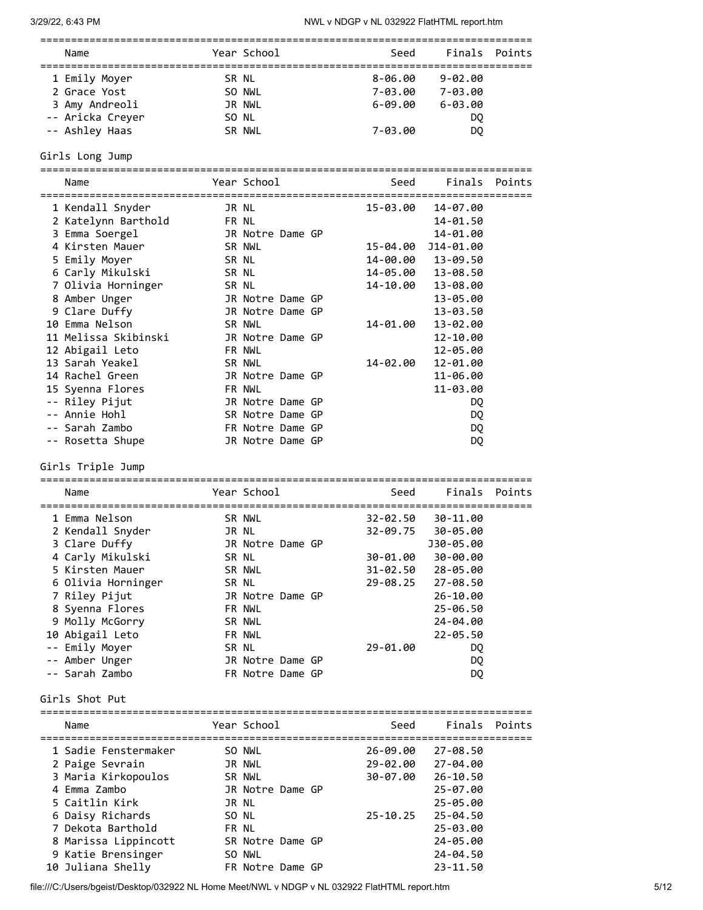| | Name | Year | School | Seed | Finals | Points |
|---|---|---|---|---|---|---|
| 1 | Emily Moyer | SR | NL | 8-06.00 | 9-02.00 | |
| 2 | Grace Yost | SO | NWL | 7-03.00 | 7-03.00 | |
| 3 | Amy Andreoli | JR | NWL | 6-09.00 | 6-03.00 | |
| -- | Aricka Creyer | SO | NL | | DQ | |
| -- | Ashley Haas | SR | NWL | 7-03.00 | DQ | |

## Girls Long Jump

| | Name | Year | School | Seed | Finals | Points |
|---|---|---|---|---|---|---|
| 1 | Kendall Snyder | JR | NL | 15-03.00 | 14-07.00 | |
| 2 | Katelynn Barthold | FR | NL | | 14-01.50 | |
| 3 | Emma Soergel | JR | Notre Dame GP | | 14-01.00 | |
| 4 | Kirsten Mauer | SR | NWL | 15-04.00 | J14-01.00 | |
| 5 | Emily Moyer | SR | NL | 14-00.00 | 13-09.50 | |
| 6 | Carly Mikulski | SR | NL | 14-05.00 | 13-08.50 | |
| 7 | Olivia Horninger | SR | NL | 14-10.00 | 13-08.00 | |
| 8 | Amber Unger | JR | Notre Dame GP | | 13-05.00 | |
| 9 | Clare Duffy | JR | Notre Dame GP | | 13-03.50 | |
| 10 | Emma Nelson | SR | NWL | 14-01.00 | 13-02.00 | |
| 11 | Melissa Skibinski | JR | Notre Dame GP | | 12-10.00 | |
| 12 | Abigail Leto | FR | NWL | | 12-05.00 | |
| 13 | Sarah Yeakel | SR | NWL | 14-02.00 | 12-01.00 | |
| 14 | Rachel Green | JR | Notre Dame GP | | 11-06.00 | |
| 15 | Syenna Flores | FR | NWL | | 11-03.00 | |
| -- | Riley Pijut | JR | Notre Dame GP | | DQ | |
| -- | Annie Hohl | SR | Notre Dame GP | | DQ | |
| -- | Sarah Zambo | FR | Notre Dame GP | | DQ | |
| -- | Rosetta Shupe | JR | Notre Dame GP | | DQ | |

## Girls Triple Jump

| | Name | Year | School | Seed | Finals | Points |
|---|---|---|---|---|---|---|
| 1 | Emma Nelson | SR | NWL | 32-02.50 | 30-11.00 | |
| 2 | Kendall Snyder | JR | NL | 32-09.75 | 30-05.00 | |
| 3 | Clare Duffy | JR | Notre Dame GP | | J30-05.00 | |
| 4 | Carly Mikulski | SR | NL | 30-01.00 | 30-00.00 | |
| 5 | Kirsten Mauer | SR | NWL | 31-02.50 | 28-05.00 | |
| 6 | Olivia Horninger | SR | NL | 29-08.25 | 27-08.50 | |
| 7 | Riley Pijut | JR | Notre Dame GP | | 26-10.00 | |
| 8 | Syenna Flores | FR | NWL | | 25-06.50 | |
| 9 | Molly McGorry | SR | NWL | | 24-04.00 | |
| 10 | Abigail Leto | FR | NWL | | 22-05.50 | |
| -- | Emily Moyer | SR | NL | 29-01.00 | DQ | |
| -- | Amber Unger | JR | Notre Dame GP | | DQ | |
| -- | Sarah Zambo | FR | Notre Dame GP | | DQ | |

## Girls Shot Put

| | Name | Year | School | Seed | Finals | Points |
|---|---|---|---|---|---|---|
| 1 | Sadie Fenstermaker | SO | NWL | 26-09.00 | 27-08.50 | |
| 2 | Paige Sevrain | JR | NWL | 29-02.00 | 27-04.00 | |
| 3 | Maria Kirkopoulos | SR | NWL | 30-07.00 | 26-10.50 | |
| 4 | Emma Zambo | JR | Notre Dame GP | | 25-07.00 | |
| 5 | Caitlin Kirk | JR | NL | | 25-05.00 | |
| 6 | Daisy Richards | SO | NL | 25-10.25 | 25-04.50 | |
| 7 | Dekota Barthold | FR | NL | | 25-03.00 | |
| 8 | Marissa Lippincott | SR | Notre Dame GP | | 24-05.00 | |
| 9 | Katie Brensinger | SO | NWL | | 24-04.50 | |
| 10 | Juliana Shelly | FR | Notre Dame GP | | 23-11.50 | |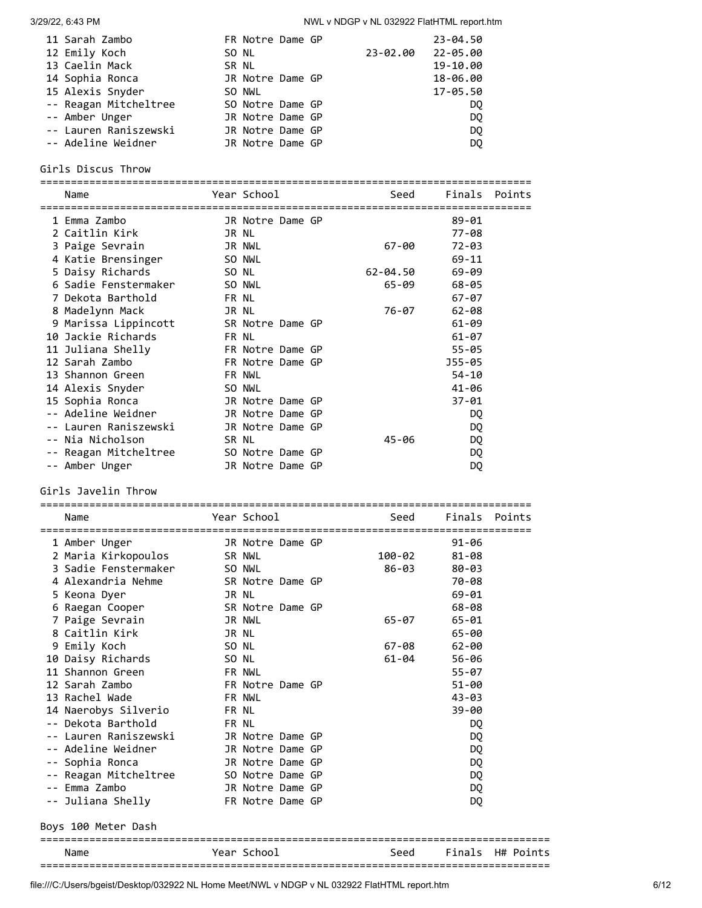| Place | Name | Year | School | Seed | Finals | Points |
|---|---|---|---|---|---|---|
| 11 | Sarah Zambo | FR | Notre Dame GP | | 23-04.50 | |
| 12 | Emily Koch | SO | NL | 23-02.00 | 22-05.00 | |
| 13 | Caelin Mack | SR | NL | | 19-10.00 | |
| 14 | Sophia Ronca | JR | Notre Dame GP | | 18-06.00 | |
| 15 | Alexis Snyder | SO | NWL | | 17-05.50 | |
| -- | Reagan Mitcheltree | SO | Notre Dame GP | | DQ | |
| -- | Amber Unger | JR | Notre Dame GP | | DQ | |
| -- | Lauren Raniszewski | JR | Notre Dame GP | | DQ | |
| -- | Adeline Weidner | JR | Notre Dame GP | | DQ | |

## Girls Discus Throw

| Place | Name | Year | School | Seed | Finals | Points |
|---|---|---|---|---|---|---|
| 1 | Emma Zambo | JR | Notre Dame GP | | 89-01 | |
| 2 | Caitlin Kirk | JR | NL | | 77-08 | |
| 3 | Paige Sevrain | JR | NWL | 67-00 | 72-03 | |
| 4 | Katie Brensinger | SO | NWL | | 69-11 | |
| 5 | Daisy Richards | SO | NL | 62-04.50 | 69-09 | |
| 6 | Sadie Fenstermaker | SO | NWL | 65-09 | 68-05 | |
| 7 | Dekota Barthold | FR | NL | | 67-07 | |
| 8 | Madelynn Mack | JR | NL | 76-07 | 62-08 | |
| 9 | Marissa Lippincott | SR | Notre Dame GP | | 61-09 | |
| 10 | Jackie Richards | FR | NL | | 61-07 | |
| 11 | Juliana Shelly | FR | Notre Dame GP | | 55-05 | |
| 12 | Sarah Zambo | FR | Notre Dame GP | | J55-05 | |
| 13 | Shannon Green | FR | NWL | | 54-10 | |
| 14 | Alexis Snyder | SO | NWL | | 41-06 | |
| 15 | Sophia Ronca | JR | Notre Dame GP | | 37-01 | |
| -- | Adeline Weidner | JR | Notre Dame GP | | DQ | |
| -- | Lauren Raniszewski | JR | Notre Dame GP | | DQ | |
| -- | Nia Nicholson | SR | NL | 45-06 | DQ | |
| -- | Reagan Mitcheltree | SO | Notre Dame GP | | DQ | |
| -- | Amber Unger | JR | Notre Dame GP | | DQ | |

## Girls Javelin Throw

| Place | Name | Year | School | Seed | Finals | Points |
|---|---|---|---|---|---|---|
| 1 | Amber Unger | JR | Notre Dame GP | | 91-06 | |
| 2 | Maria Kirkopoulos | SR | NWL | 100-02 | 81-08 | |
| 3 | Sadie Fenstermaker | SO | NWL | 86-03 | 80-03 | |
| 4 | Alexandria Nehme | SR | Notre Dame GP | | 70-08 | |
| 5 | Keona Dyer | JR | NL | | 69-01 | |
| 6 | Raegan Cooper | SR | Notre Dame GP | | 68-08 | |
| 7 | Paige Sevrain | JR | NWL | 65-07 | 65-01 | |
| 8 | Caitlin Kirk | JR | NL | | 65-00 | |
| 9 | Emily Koch | SO | NL | 67-08 | 62-00 | |
| 10 | Daisy Richards | SO | NL | 61-04 | 56-06 | |
| 11 | Shannon Green | FR | NWL | | 55-07 | |
| 12 | Sarah Zambo | FR | Notre Dame GP | | 51-00 | |
| 13 | Rachel Wade | FR | NWL | | 43-03 | |
| 14 | Naerobys Silverio | FR | NL | | 39-00 | |
| -- | Dekota Barthold | FR | NL | | DQ | |
| -- | Lauren Raniszewski | JR | Notre Dame GP | | DQ | |
| -- | Adeline Weidner | JR | Notre Dame GP | | DQ | |
| -- | Sophia Ronca | JR | Notre Dame GP | | DQ | |
| -- | Reagan Mitcheltree | SO | Notre Dame GP | | DQ | |
| -- | Emma Zambo | JR | Notre Dame GP | | DQ | |
| -- | Juliana Shelly | FR | Notre Dame GP | | DQ | |

## Boys 100 Meter Dash

| Name | Year | School | Seed | Finals | H# | Points |
|---|---|---|---|---|---|---|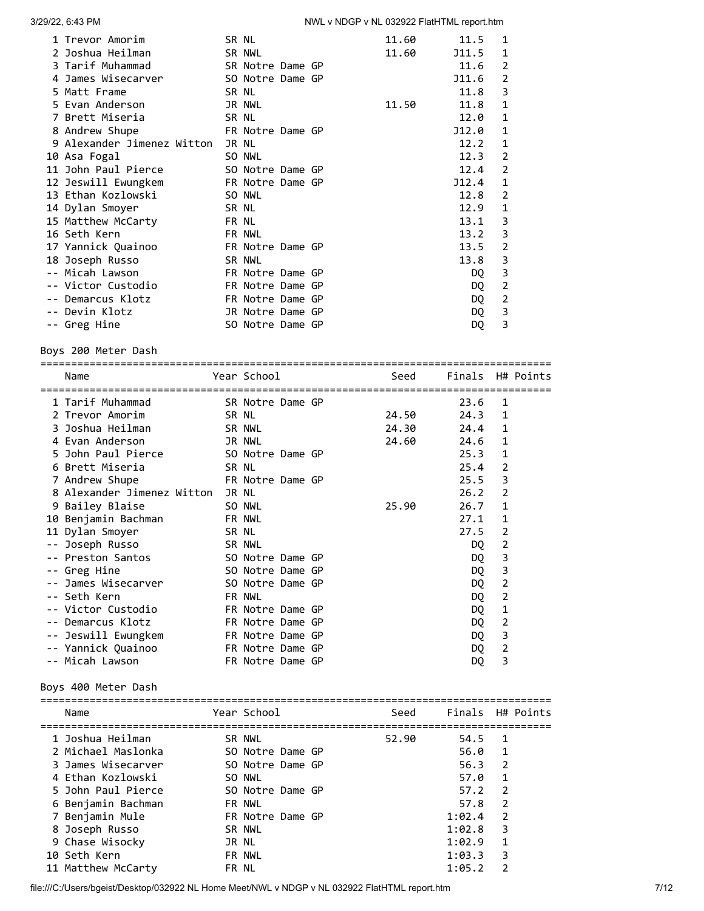| Name | Year | School | Seed | Finals | H# | Points |
|---|---|---|---|---|---|---|
| 1 Trevor Amorim | SR | NL | 11.60 | 11.5 | 1 | |
| 2 Joshua Heilman | SR | NWL | 11.60 | J11.5 | 1 | |
| 3 Tarif Muhammad | SR | Notre Dame GP | | 11.6 | 2 | |
| 4 James Wisecarver | SO | Notre Dame GP | | J11.6 | 2 | |
| 5 Matt Frame | SR | NL | | 11.8 | 3 | |
| 5 Evan Anderson | JR | NWL | 11.50 | 11.8 | 1 | |
| 7 Brett Miseria | SR | NL | | 12.0 | 1 | |
| 8 Andrew Shupe | FR | Notre Dame GP | | J12.0 | 1 | |
| 9 Alexander Jimenez Witton | JR | NL | | 12.2 | 1 | |
| 10 Asa Fogal | SO | NWL | | 12.3 | 2 | |
| 11 John Paul Pierce | SO | Notre Dame GP | | 12.4 | 2 | |
| 12 Jeswill Ewungkem | FR | Notre Dame GP | | J12.4 | 1 | |
| 13 Ethan Kozlowski | SO | NWL | | 12.8 | 2 | |
| 14 Dylan Smoyer | SR | NL | | 12.9 | 1 | |
| 15 Matthew McCarty | FR | NL | | 13.1 | 3 | |
| 16 Seth Kern | FR | NWL | | 13.2 | 3 | |
| 17 Yannick Quainoo | FR | Notre Dame GP | | 13.5 | 2 | |
| 18 Joseph Russo | SR | NWL | | 13.8 | 3 | |
| -- Micah Lawson | FR | Notre Dame GP | | DQ | 3 | |
| -- Victor Custodio | FR | Notre Dame GP | | DQ | 2 | |
| -- Demarcus Klotz | FR | Notre Dame GP | | DQ | 2 | |
| -- Devin Klotz | JR | Notre Dame GP | | DQ | 3 | |
| -- Greg Hine | SO | Notre Dame GP | | DQ | 3 | |

## Boys 200 Meter Dash

| Name | Year | School | Seed | Finals | H# | Points |
|---|---|---|---|---|---|---|
| 1 Tarif Muhammad | SR | Notre Dame GP | | 23.6 | 1 | |
| 2 Trevor Amorim | SR | NL | 24.50 | 24.3 | 1 | |
| 3 Joshua Heilman | SR | NWL | 24.30 | 24.4 | 1 | |
| 4 Evan Anderson | JR | NWL | 24.60 | 24.6 | 1 | |
| 5 John Paul Pierce | SO | Notre Dame GP | | 25.3 | 1 | |
| 6 Brett Miseria | SR | NL | | 25.4 | 2 | |
| 7 Andrew Shupe | FR | Notre Dame GP | | 25.5 | 3 | |
| 8 Alexander Jimenez Witton | JR | NL | | 26.2 | 2 | |
| 9 Bailey Blaise | SO | NWL | 25.90 | 26.7 | 1 | |
| 10 Benjamin Bachman | FR | NWL | | 27.1 | 1 | |
| 11 Dylan Smoyer | SR | NL | | 27.5 | 2 | |
| -- Joseph Russo | SR | NWL | | DQ | 2 | |
| -- Preston Santos | SO | Notre Dame GP | | DQ | 3 | |
| -- Greg Hine | SO | Notre Dame GP | | DQ | 3 | |
| -- James Wisecarver | SO | Notre Dame GP | | DQ | 2 | |
| -- Seth Kern | FR | NWL | | DQ | 2 | |
| -- Victor Custodio | FR | Notre Dame GP | | DQ | 1 | |
| -- Demarcus Klotz | FR | Notre Dame GP | | DQ | 2 | |
| -- Jeswill Ewungkem | FR | Notre Dame GP | | DQ | 3 | |
| -- Yannick Quainoo | FR | Notre Dame GP | | DQ | 2 | |
| -- Micah Lawson | FR | Notre Dame GP | | DQ | 3 | |

## Boys 400 Meter Dash

| Name | Year | School | Seed | Finals | H# | Points |
|---|---|---|---|---|---|---|
| 1 Joshua Heilman | SR | NWL | 52.90 | 54.5 | 1 | |
| 2 Michael Maslonka | SO | Notre Dame GP | | 56.0 | 1 | |
| 3 James Wisecarver | SO | Notre Dame GP | | 56.3 | 2 | |
| 4 Ethan Kozlowski | SO | NWL | | 57.0 | 1 | |
| 5 John Paul Pierce | SO | Notre Dame GP | | 57.2 | 2 | |
| 6 Benjamin Bachman | FR | NWL | | 57.8 | 2 | |
| 7 Benjamin Mule | FR | Notre Dame GP | | 1:02.4 | 2 | |
| 8 Joseph Russo | SR | NWL | | 1:02.8 | 3 | |
| 9 Chase Wisocky | JR | NL | | 1:02.9 | 1 | |
| 10 Seth Kern | FR | NWL | | 1:03.3 | 3 | |
| 11 Matthew McCarty | FR | NL | | 1:05.2 | 2 | |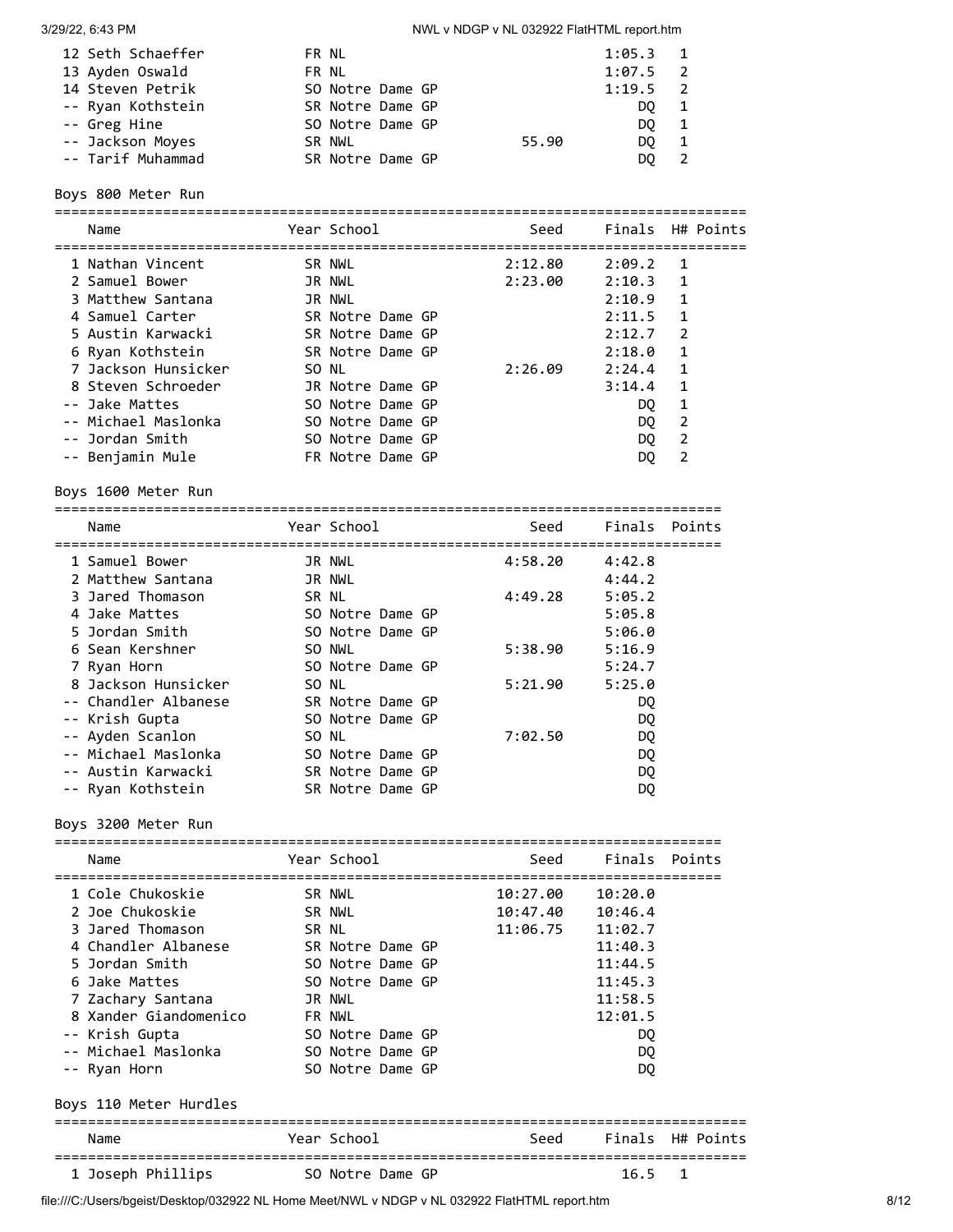| Place | Name | Year | School | Seed | Finals | H# | Points |
|---|---|---|---|---|---|---|---|
| 12 | Seth Schaeffer | FR | NL | | 1:05.3 | 1 | |
| 13 | Ayden Oswald | FR | NL | | 1:07.5 | 2 | |
| 14 | Steven Petrik | SO | Notre Dame GP | | 1:19.5 | 2 | |
| -- | Ryan Kothstein | SR | Notre Dame GP | | DQ | 1 | |
| -- | Greg Hine | SO | Notre Dame GP | | DQ | 1 | |
| -- | Jackson Moyes | SR | NWL | 55.90 | DQ | 1 | |
| -- | Tarif Muhammad | SR | Notre Dame GP | | DQ | 2 | |

## Boys 800 Meter Run

| Place | Name | Year | School | Seed | Finals | H# | Points |
|---|---|---|---|---|---|---|---|
| 1 | Nathan Vincent | SR | NWL | 2:12.80 | 2:09.2 | 1 | |
| 2 | Samuel Bower | JR | NWL | 2:23.00 | 2:10.3 | 1 | |
| 3 | Matthew Santana | JR | NWL | | 2:10.9 | 1 | |
| 4 | Samuel Carter | SR | Notre Dame GP | | 2:11.5 | 1 | |
| 5 | Austin Karwacki | SR | Notre Dame GP | | 2:12.7 | 2 | |
| 6 | Ryan Kothstein | SR | Notre Dame GP | | 2:18.0 | 1 | |
| 7 | Jackson Hunsicker | SO | NL | 2:26.09 | 2:24.4 | 1 | |
| 8 | Steven Schroeder | JR | Notre Dame GP | | 3:14.4 | 1 | |
| -- | Jake Mattes | SO | Notre Dame GP | | DQ | 1 | |
| -- | Michael Maslonka | SO | Notre Dame GP | | DQ | 2 | |
| -- | Jordan Smith | SO | Notre Dame GP | | DQ | 2 | |
| -- | Benjamin Mule | FR | Notre Dame GP | | DQ | 2 | |

## Boys 1600 Meter Run

| Place | Name | Year | School | Seed | Finals | Points |
|---|---|---|---|---|---|---|
| 1 | Samuel Bower | JR | NWL | 4:58.20 | 4:42.8 | |
| 2 | Matthew Santana | JR | NWL | | 4:44.2 | |
| 3 | Jared Thomason | SR | NL | 4:49.28 | 5:05.2 | |
| 4 | Jake Mattes | SO | Notre Dame GP | | 5:05.8 | |
| 5 | Jordan Smith | SO | Notre Dame GP | | 5:06.0 | |
| 6 | Sean Kershner | SO | NWL | 5:38.90 | 5:16.9 | |
| 7 | Ryan Horn | SO | Notre Dame GP | | 5:24.7 | |
| 8 | Jackson Hunsicker | SO | NL | 5:21.90 | 5:25.0 | |
| -- | Chandler Albanese | SR | Notre Dame GP | | DQ | |
| -- | Krish Gupta | SO | Notre Dame GP | | DQ | |
| -- | Ayden Scanlon | SO | NL | 7:02.50 | DQ | |
| -- | Michael Maslonka | SO | Notre Dame GP | | DQ | |
| -- | Austin Karwacki | SR | Notre Dame GP | | DQ | |
| -- | Ryan Kothstein | SR | Notre Dame GP | | DQ | |

## Boys 3200 Meter Run

| Place | Name | Year | School | Seed | Finals | Points |
|---|---|---|---|---|---|---|
| 1 | Cole Chukoskie | SR | NWL | 10:27.00 | 10:20.0 | |
| 2 | Joe Chukoskie | SR | NWL | 10:47.40 | 10:46.4 | |
| 3 | Jared Thomason | SR | NL | 11:06.75 | 11:02.7 | |
| 4 | Chandler Albanese | SR | Notre Dame GP | | 11:40.3 | |
| 5 | Jordan Smith | SO | Notre Dame GP | | 11:44.5 | |
| 6 | Jake Mattes | SO | Notre Dame GP | | 11:45.3 | |
| 7 | Zachary Santana | JR | NWL | | 11:58.5 | |
| 8 | Xander Giandomenico | FR | NWL | | 12:01.5 | |
| -- | Krish Gupta | SO | Notre Dame GP | | DQ | |
| -- | Michael Maslonka | SO | Notre Dame GP | | DQ | |
| -- | Ryan Horn | SO | Notre Dame GP | | DQ | |

## Boys 110 Meter Hurdles

| Place | Name | Year | School | Seed | Finals | H# | Points |
|---|---|---|---|---|---|---|---|
| 1 | Joseph Phillips | SO | Notre Dame GP | | 16.5 | 1 | |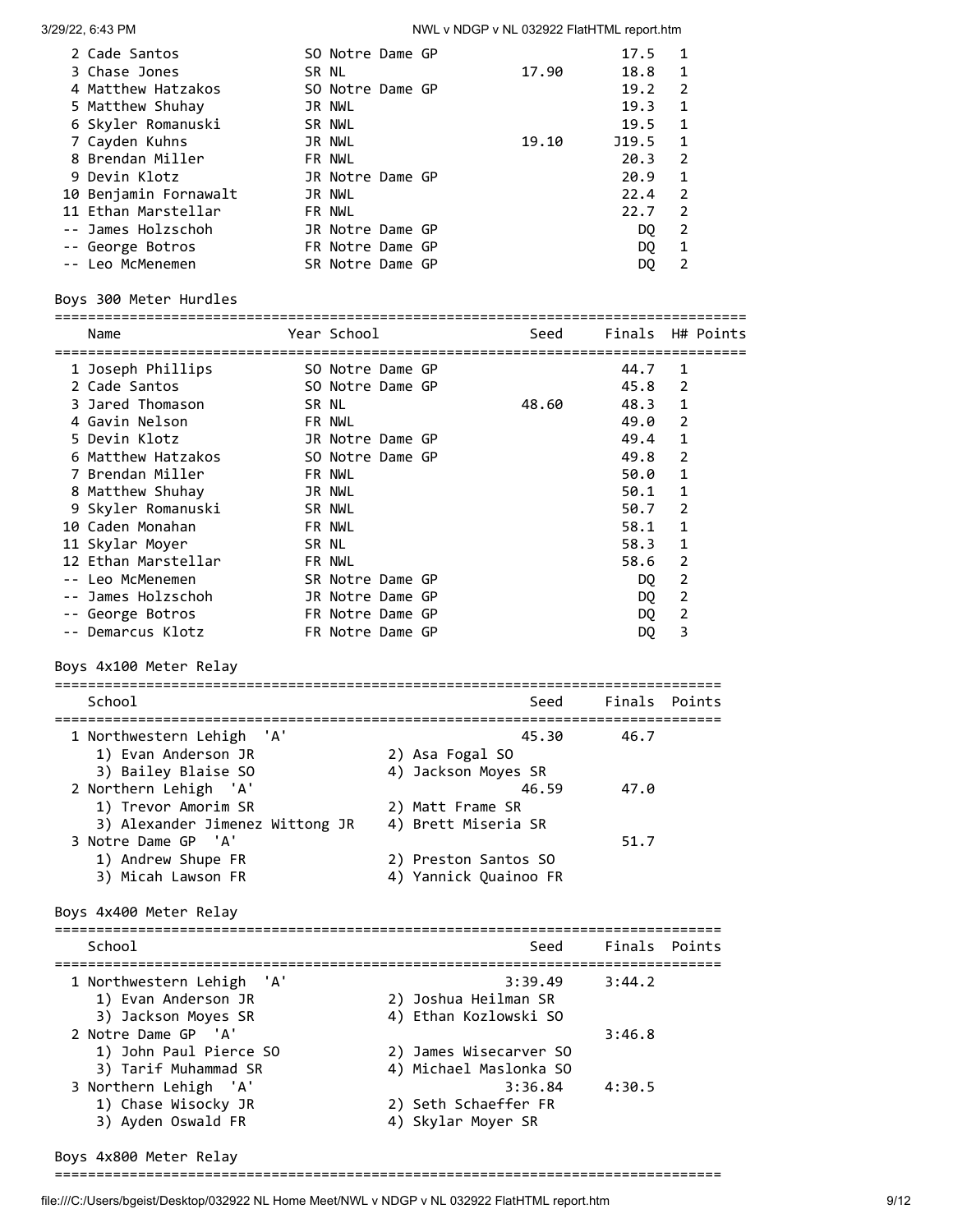| Place | Name | Year | School | Seed | Finals | H# | Points |
|---|---|---|---|---|---|---|---|
| 2 | Cade Santos | SO | Notre Dame GP | | 17.5 | 1 | |
| 3 | Chase Jones | SR | NL | 17.90 | 18.8 | 1 | |
| 4 | Matthew Hatzakos | SO | Notre Dame GP | | 19.2 | 2 | |
| 5 | Matthew Shuhay | JR | NWL | | 19.3 | 1 | |
| 6 | Skyler Romanuski | SR | NWL | | 19.5 | 1 | |
| 7 | Cayden Kuhns | JR | NWL | 19.10 | J19.5 | 1 | |
| 8 | Brendan Miller | FR | NWL | | 20.3 | 2 | |
| 9 | Devin Klotz | JR | Notre Dame GP | | 20.9 | 1 | |
| 10 | Benjamin Fornawalt | JR | NWL | | 22.4 | 2 | |
| 11 | Ethan Marstellar | FR | NWL | | 22.7 | 2 | |
| -- | James Holzschoh | JR | Notre Dame GP | | DQ | 2 | |
| -- | George Botros | FR | Notre Dame GP | | DQ | 1 | |
| -- | Leo McMenemen | SR | Notre Dame GP | | DQ | 2 | |

## Boys 300 Meter Hurdles

| Place | Name | Year | School | Seed | Finals | H# | Points |
|---|---|---|---|---|---|---|---|
| 1 | Joseph Phillips | SO | Notre Dame GP | | 44.7 | 1 | |
| 2 | Cade Santos | SO | Notre Dame GP | | 45.8 | 2 | |
| 3 | Jared Thomason | SR | NL | 48.60 | 48.3 | 1 | |
| 4 | Gavin Nelson | FR | NWL | | 49.0 | 2 | |
| 5 | Devin Klotz | JR | Notre Dame GP | | 49.4 | 1 | |
| 6 | Matthew Hatzakos | SO | Notre Dame GP | | 49.8 | 2 | |
| 7 | Brendan Miller | FR | NWL | | 50.0 | 1 | |
| 8 | Matthew Shuhay | JR | NWL | | 50.1 | 1 | |
| 9 | Skyler Romanuski | SR | NWL | | 50.7 | 2 | |
| 10 | Caden Monahan | FR | NWL | | 58.1 | 1 | |
| 11 | Skylar Moyer | SR | NL | | 58.3 | 1 | |
| 12 | Ethan Marstellar | FR | NWL | | 58.6 | 2 | |
| -- | Leo McMenemen | SR | Notre Dame GP | | DQ | 2 | |
| -- | James Holzschoh | JR | Notre Dame GP | | DQ | 2 | |
| -- | George Botros | FR | Notre Dame GP | | DQ | 2 | |
| -- | Demarcus Klotz | FR | Notre Dame GP | | DQ | 3 | |

## Boys 4x100 Meter Relay

| Place | School | Seed | Finals | Points |
|---|---|---|---|---|
| 1 | Northwestern Lehigh 'A' | 45.30 | 46.7 | |
| | 1) Evan Anderson JR, 2) Asa Fogal SO, 3) Bailey Blaise SO, 4) Jackson Moyes SR | | | |
| 2 | Northern Lehigh 'A' | 46.59 | 47.0 | |
| | 1) Trevor Amorim SR, 2) Matt Frame SR, 3) Alexander Jimenez Wittong JR, 4) Brett Miseria SR | | | |
| 3 | Notre Dame GP 'A' | | 51.7 | |
| | 1) Andrew Shupe FR, 2) Preston Santos SO, 3) Micah Lawson FR, 4) Yannick Quainoo FR | | | |

## Boys 4x400 Meter Relay

| Place | School | Seed | Finals | Points |
|---|---|---|---|---|
| 1 | Northwestern Lehigh 'A' | 3:39.49 | 3:44.2 | |
| | 1) Evan Anderson JR, 2) Joshua Heilman SR, 3) Jackson Moyes SR, 4) Ethan Kozlowski SO | | | |
| 2 | Notre Dame GP 'A' | | 3:46.8 | |
| | 1) John Paul Pierce SO, 2) James Wisecarver SO, 3) Tarif Muhammad SR, 4) Michael Maslonka SO | | | |
| 3 | Northern Lehigh 'A' | 3:36.84 | 4:30.5 | |
| | 1) Chase Wisocky JR, 2) Seth Schaeffer FR, 3) Ayden Oswald FR, 4) Skylar Moyer SR | | | |

## Boys 4x800 Meter Relay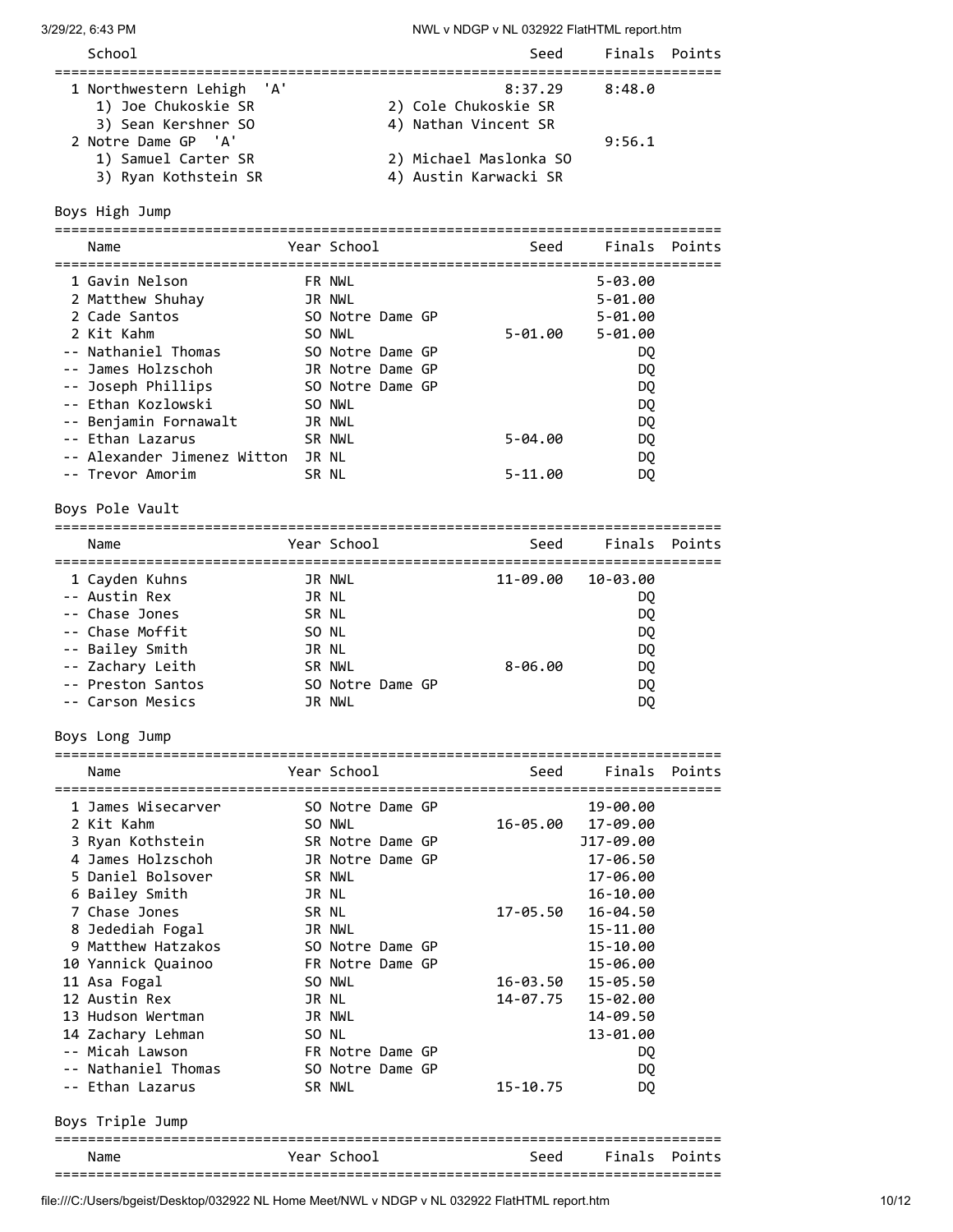| School | | Seed | Finals | Points |
|---|---|---|---|---|
| 1 Northwestern Lehigh 'A' | | 8:37.29 | 8:48.0 | |
| 1) Joe Chukoskie SR | 2) Cole Chukoskie SR | | | |
| 3) Sean Kershner SO | 4) Nathan Vincent SR | | | |
| 2 Notre Dame GP 'A' | | | 9:56.1 | |
| 1) Samuel Carter SR | 2) Michael Maslonka SO | | | |
| 3) Ryan Kothstein SR | 4) Austin Karwacki SR | | | |

## Boys High Jump

| Name | Year | School | Seed | Finals | Points |
|---|---|---|---|---|---|
| 1 Gavin Nelson | FR | NWL | | 5-03.00 | |
| 2 Matthew Shuhay | JR | NWL | | 5-01.00 | |
| 2 Cade Santos | SO | Notre Dame GP | | 5-01.00 | |
| 2 Kit Kahm | SO | NWL | 5-01.00 | 5-01.00 | |
| -- Nathaniel Thomas | SO | Notre Dame GP | | DQ | |
| -- James Holzschoh | JR | Notre Dame GP | | DQ | |
| -- Joseph Phillips | SO | Notre Dame GP | | DQ | |
| -- Ethan Kozlowski | SO | NWL | | DQ | |
| -- Benjamin Fornawalt | JR | NWL | | DQ | |
| -- Ethan Lazarus | SR | NWL | 5-04.00 | DQ | |
| -- Alexander Jimenez Witton | JR | NL | | DQ | |
| -- Trevor Amorim | SR | NL | 5-11.00 | DQ | |

## Boys Pole Vault

| Name | Year | School | Seed | Finals | Points |
|---|---|---|---|---|---|
| 1 Cayden Kuhns | JR | NWL | 11-09.00 | 10-03.00 | |
| -- Austin Rex | JR | NL | | DQ | |
| -- Chase Jones | SR | NL | | DQ | |
| -- Chase Moffit | SO | NL | | DQ | |
| -- Bailey Smith | JR | NL | | DQ | |
| -- Zachary Leith | SR | NWL | 8-06.00 | DQ | |
| -- Preston Santos | SO | Notre Dame GP | | DQ | |
| -- Carson Mesics | JR | NWL | | DQ | |

## Boys Long Jump

| Name | Year | School | Seed | Finals | Points |
|---|---|---|---|---|---|
| 1 James Wisecarver | SO | Notre Dame GP | | 19-00.00 | |
| 2 Kit Kahm | SO | NWL | 16-05.00 | 17-09.00 | |
| 3 Ryan Kothstein | SR | Notre Dame GP | | J17-09.00 | |
| 4 James Holzschoh | JR | Notre Dame GP | | 17-06.50 | |
| 5 Daniel Bolsover | SR | NWL | | 17-06.00 | |
| 6 Bailey Smith | JR | NL | | 16-10.00 | |
| 7 Chase Jones | SR | NL | 17-05.50 | 16-04.50 | |
| 8 Jedediah Fogal | JR | NWL | | 15-11.00 | |
| 9 Matthew Hatzakos | SO | Notre Dame GP | | 15-10.00 | |
| 10 Yannick Quainoo | FR | Notre Dame GP | | 15-06.00 | |
| 11 Asa Fogal | SO | NWL | 16-03.50 | 15-05.50 | |
| 12 Austin Rex | JR | NL | 14-07.75 | 15-02.00 | |
| 13 Hudson Wertman | JR | NWL | | 14-09.50 | |
| 14 Zachary Lehman | SO | NL | | 13-01.00 | |
| -- Micah Lawson | FR | Notre Dame GP | | DQ | |
| -- Nathaniel Thomas | SO | Notre Dame GP | | DQ | |
| -- Ethan Lazarus | SR | NWL | 15-10.75 | DQ | |

## Boys Triple Jump

| Name | Year | School | Seed | Finals | Points |
|---|---|---|---|---|---|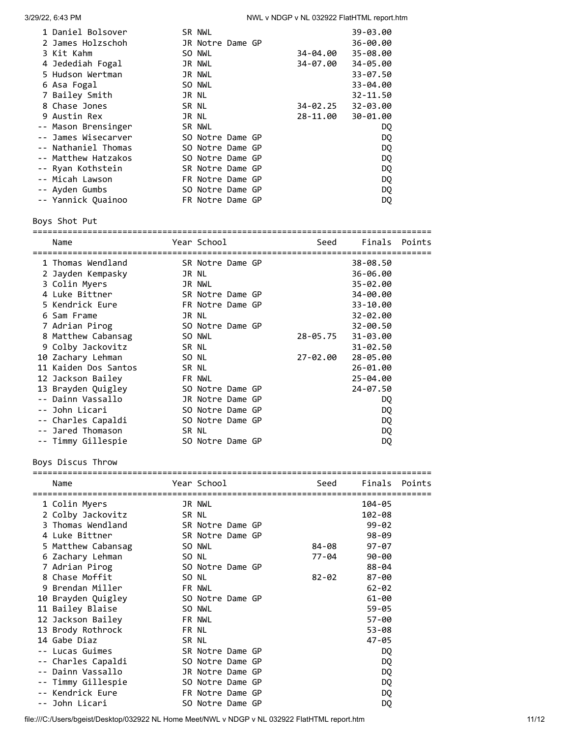| Place | Name | Year | School | Seed | Finals | Points |
|---|---|---|---|---|---|---|
| 1 | Daniel Bolsover | SR | NWL | | 39-03.00 | |
| 2 | James Holzschoh | JR | Notre Dame GP | | 36-00.00 | |
| 3 | Kit Kahm | SO | NWL | 34-04.00 | 35-08.00 | |
| 4 | Jedediah Fogal | JR | NWL | 34-07.00 | 34-05.00 | |
| 5 | Hudson Wertman | JR | NWL | | 33-07.50 | |
| 6 | Asa Fogal | SO | NWL | | 33-04.00 | |
| 7 | Bailey Smith | JR | NL | | 32-11.50 | |
| 8 | Chase Jones | SR | NL | 34-02.25 | 32-03.00 | |
| 9 | Austin Rex | JR | NL | 28-11.00 | 30-01.00 | |
| -- | Mason Brensinger | SR | NWL | | DQ | |
| -- | James Wisecarver | SO | Notre Dame GP | | DQ | |
| -- | Nathaniel Thomas | SO | Notre Dame GP | | DQ | |
| -- | Matthew Hatzakos | SO | Notre Dame GP | | DQ | |
| -- | Ryan Kothstein | SR | Notre Dame GP | | DQ | |
| -- | Micah Lawson | FR | Notre Dame GP | | DQ | |
| -- | Ayden Gumbs | SO | Notre Dame GP | | DQ | |
| -- | Yannick Quainoo | FR | Notre Dame GP | | DQ | |

## Boys Shot Put

| Place | Name | Year | School | Seed | Finals | Points |
|---|---|---|---|---|---|---|
| 1 | Thomas Wendland | SR | Notre Dame GP | | 38-08.50 | |
| 2 | Jayden Kempasky | JR | NL | | 36-06.00 | |
| 3 | Colin Myers | JR | NWL | | 35-02.00 | |
| 4 | Luke Bittner | SR | Notre Dame GP | | 34-00.00 | |
| 5 | Kendrick Eure | FR | Notre Dame GP | | 33-10.00 | |
| 6 | Sam Frame | JR | NL | | 32-02.00 | |
| 7 | Adrian Pirog | SO | Notre Dame GP | | 32-00.50 | |
| 8 | Matthew Cabansag | SO | NWL | 28-05.75 | 31-03.00 | |
| 9 | Colby Jackovitz | SR | NL | | 31-02.50 | |
| 10 | Zachary Lehman | SO | NL | 27-02.00 | 28-05.00 | |
| 11 | Kaiden Dos Santos | SR | NL | | 26-01.00 | |
| 12 | Jackson Bailey | FR | NWL | | 25-04.00 | |
| 13 | Brayden Quigley | SO | Notre Dame GP | | 24-07.50 | |
| -- | Dainn Vassallo | JR | Notre Dame GP | | DQ | |
| -- | John Licari | SO | Notre Dame GP | | DQ | |
| -- | Charles Capaldi | SO | Notre Dame GP | | DQ | |
| -- | Jared Thomason | SR | NL | | DQ | |
| -- | Timmy Gillespie | SO | Notre Dame GP | | DQ | |

## Boys Discus Throw

| Place | Name | Year | School | Seed | Finals | Points |
|---|---|---|---|---|---|---|
| 1 | Colin Myers | JR | NWL | | 104-05 | |
| 2 | Colby Jackovitz | SR | NL | | 102-08 | |
| 3 | Thomas Wendland | SR | Notre Dame GP | | 99-02 | |
| 4 | Luke Bittner | SR | Notre Dame GP | | 98-09 | |
| 5 | Matthew Cabansag | SO | NWL | 84-08 | 97-07 | |
| 6 | Zachary Lehman | SO | NL | 77-04 | 90-00 | |
| 7 | Adrian Pirog | SO | Notre Dame GP | | 88-04 | |
| 8 | Chase Moffit | SO | NL | 82-02 | 87-00 | |
| 9 | Brendan Miller | FR | NWL | | 62-02 | |
| 10 | Brayden Quigley | SO | Notre Dame GP | | 61-00 | |
| 11 | Bailey Blaise | SO | NWL | | 59-05 | |
| 12 | Jackson Bailey | FR | NWL | | 57-00 | |
| 13 | Brody Rothrock | FR | NL | | 53-08 | |
| 14 | Gabe Diaz | SR | NL | | 47-05 | |
| -- | Lucas Guimes | SR | Notre Dame GP | | DQ | |
| -- | Charles Capaldi | SO | Notre Dame GP | | DQ | |
| -- | Dainn Vassallo | JR | Notre Dame GP | | DQ | |
| -- | Timmy Gillespie | SO | Notre Dame GP | | DQ | |
| -- | Kendrick Eure | FR | Notre Dame GP | | DQ | |
| -- | John Licari | SO | Notre Dame GP | | DQ | |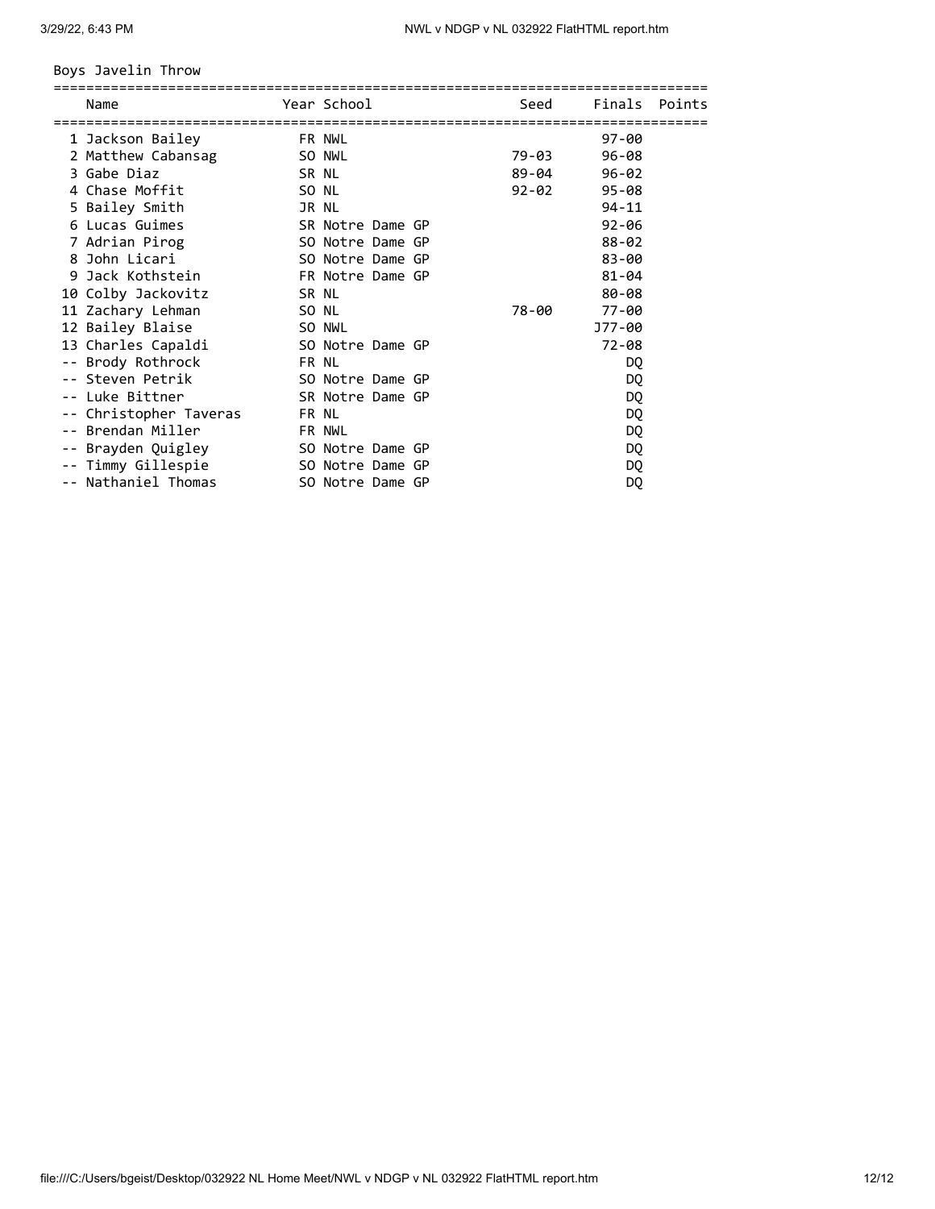Boys Javelin Throw

| | Name | Year | School | Seed | Finals | Points |
|---|---|---|---|---|---|---|
| 1 | Jackson Bailey | FR | NWL | | 97-00 | |
| 2 | Matthew Cabansag | SO | NWL | 79-03 | 96-08 | |
| 3 | Gabe Diaz | SR | NL | 89-04 | 96-02 | |
| 4 | Chase Moffit | SO | NL | 92-02 | 95-08 | |
| 5 | Bailey Smith | JR | NL | | 94-11 | |
| 6 | Lucas Guimes | SR | Notre Dame GP | | 92-06 | |
| 7 | Adrian Pirog | SO | Notre Dame GP | | 88-02 | |
| 8 | John Licari | SO | Notre Dame GP | | 83-00 | |
| 9 | Jack Kothstein | FR | Notre Dame GP | | 81-04 | |
| 10 | Colby Jackovitz | SR | NL | | 80-08 | |
| 11 | Zachary Lehman | SO | NL | 78-00 | 77-00 | |
| 12 | Bailey Blaise | SO | NWL | | J77-00 | |
| 13 | Charles Capaldi | SO | Notre Dame GP | | 72-08 | |
| -- | Brody Rothrock | FR | NL | | DQ | |
| -- | Steven Petrik | SO | Notre Dame GP | | DQ | |
| -- | Luke Bittner | SR | Notre Dame GP | | DQ | |
| -- | Christopher Taveras | FR | NL | | DQ | |
| -- | Brendan Miller | FR | NWL | | DQ | |
| -- | Brayden Quigley | SO | Notre Dame GP | | DQ | |
| -- | Timmy Gillespie | SO | Notre Dame GP | | DQ | |
| -- | Nathaniel Thomas | SO | Notre Dame GP | | DQ | |